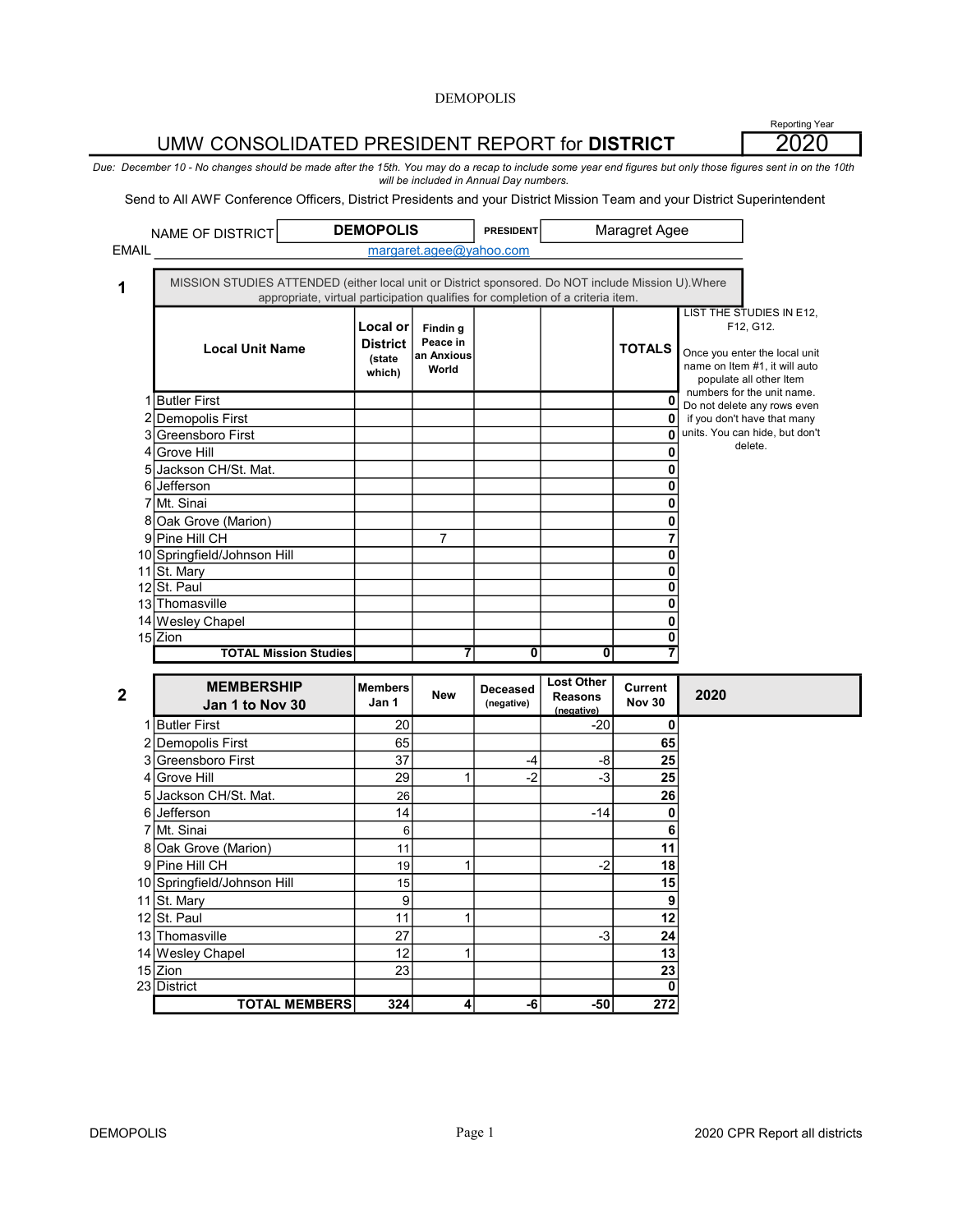DEMOPOLIS

Reporting Year **2020**

# UMW CONSOLIDATED PRESIDENT REPORT for **DISTRICT**

*Due: December 10 - No changes should be made after the 15th. You may do a recap to include some year end figures but only those figures sent in on the 10th will be included in Annual Day numbers.*

Send to All AWF Conference Officers, District Presidents and your District Mission Team and your District Superintendent

NAME OF DISTRICT **DEMOPOLIS** PRESIDENT Maragret Agee

EMAIL margaret.agee@yahoo.com

## 1

MISSION STUDIES ATTENDED (either local unit or District sponsored. Do NOT include Mission U).Where appropriate, virtual participation qualifies for completion of a criteria item.

LIST THE STUDIES IN E12, F12, G12.

Once you enter the local unit name on Item #1, it will auto populate all other Item numbers for the unit name. Do not delete any rows even if you don't have that many units. You can hide, but don't delete.

| # | Local Unit Name | Local or District (state which) | Finding Peace in an Anxious World | | | TOTALS |
|---|---|---|---|---|---|---|
| 1 | Butler First | | | | | 0 |
| 2 | Demopolis First | | | | | 0 |
| 3 | Greensboro First | | | | | 0 |
| 4 | Grove Hill | | | | | 0 |
| 5 | Jackson CH/St. Mat. | | | | | 0 |
| 6 | Jefferson | | | | | 0 |
| 7 | Mt. Sinai | | | | | 0 |
| 8 | Oak Grove (Marion) | | | | | 0 |
| 9 | Pine Hill CH | | 7 | | | 7 |
| 10 | Springfield/Johnson Hill | | | | | 0 |
| 11 | St. Mary | | | | | 0 |
| 12 | St. Paul | | | | | 0 |
| 13 | Thomasville | | | | | 0 |
| 14 | Wesley Chapel | | | | | 0 |
| 15 | Zion | | | | | 0 |
| | **TOTAL Mission Studies** | | **7** | **0** | **0** | **7** |

## 2

| # | MEMBERSHIP Jan 1 to Nov 30 | Members Jan 1 | New | Deceased (negative) | Lost Other Reasons (negative) | Current Nov 30 | 2020 |
|---|---|---|---|---|---|---|---|
| 1 | Butler First | 20 | | | -20 | 0 | |
| 2 | Demopolis First | 65 | | | | 65 | |
| 3 | Greensboro First | 37 | | -4 | -8 | 25 | |
| 4 | Grove Hill | 29 | 1 | -2 | -3 | 25 | |
| 5 | Jackson CH/St. Mat. | 26 | | | | 26 | |
| 6 | Jefferson | 14 | | | -14 | 0 | |
| 7 | Mt. Sinai | 6 | | | | 6 | |
| 8 | Oak Grove (Marion) | 11 | | | | 11 | |
| 9 | Pine Hill CH | 19 | 1 | | -2 | 18 | |
| 10 | Springfield/Johnson Hill | 15 | | | | 15 | |
| 11 | St. Mary | 9 | | | | 9 | |
| 12 | St. Paul | 11 | 1 | | | 12 | |
| 13 | Thomasville | 27 | | | -3 | 24 | |
| 14 | Wesley Chapel | 12 | 1 | | | 13 | |
| 15 | Zion | 23 | | | | 23 | |
| 23 | District | | | | | 0 | |
| | **TOTAL MEMBERS** | **324** | **4** | **-6** | **-50** | **272** | |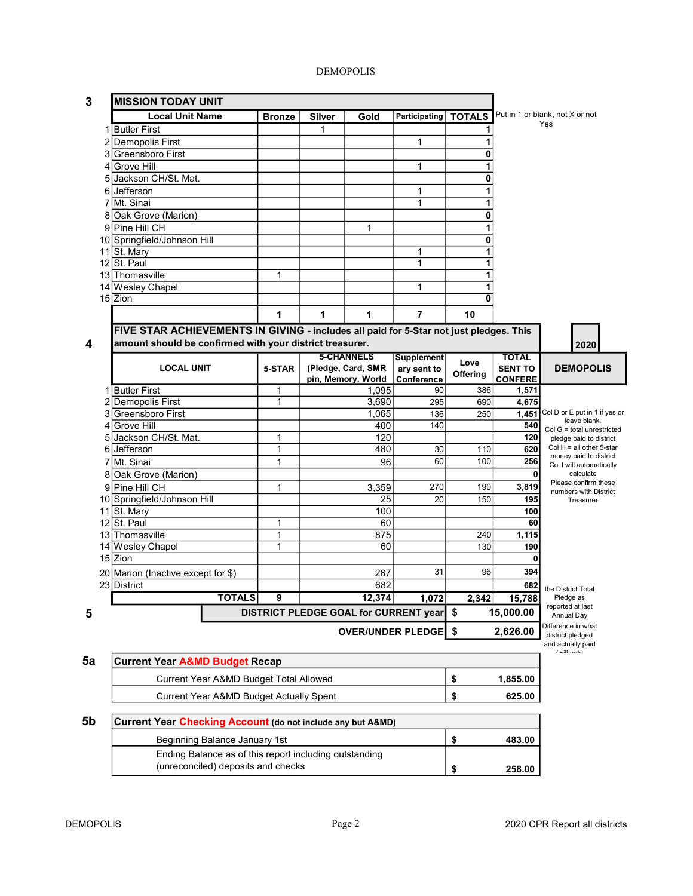DEMOPOLIS

## 3 MISSION TODAY UNIT

| | Local Unit Name | Bronze | Silver | Gold | Participating | TOTALS |
|---|---|---|---|---|---|---|
| 1 | Butler First | | 1 | | | 1 |
| 2 | Demopolis First | | | | 1 | 1 |
| 3 | Greensboro First | | | | | 0 |
| 4 | Grove Hill | | | | 1 | 1 |
| 5 | Jackson CH/St. Mat. | | | | | 0 |
| 6 | Jefferson | | | | 1 | 1 |
| 7 | Mt. Sinai | | | | 1 | 1 |
| 8 | Oak Grove (Marion) | | | | | 0 |
| 9 | Pine Hill CH | | | 1 | | 1 |
| 10 | Springfield/Johnson Hill | | | | | 0 |
| 11 | St. Mary | | | | 1 | 1 |
| 12 | St. Paul | | | | 1 | 1 |
| 13 | Thomasville | 1 | | | | 1 |
| 14 | Wesley Chapel | | | | 1 | 1 |
| 15 | Zion | | | | | 0 |
| | | 1 | 1 | 1 | 7 | 10 |

Put in 1 or blank, not X or not Yes

## 4 FIVE STAR ACHIEVEMENTS IN GIVING - includes all paid for 5-Star not just pledges. This amount should be confirmed with your district treasurer.

2020 DEMOPOLIS

| | LOCAL UNIT | 5-STAR | 5-CHANNELS (Pledge, Card, SMR pin, Memory, World | Supplementary sent to Conference | Love Offering | TOTAL SENT TO CONFERE |
|---|---|---|---|---|---|---|
| 1 | Butler First | 1 | 1,095 | 90 | 386 | 1,571 |
| 2 | Demopolis First | 1 | 3,690 | 295 | 690 | 4,675 |
| 3 | Greensboro First | | 1,065 | 136 | 250 | 1,451 |
| 4 | Grove Hill | | 400 | 140 | | 540 |
| 5 | Jackson CH/St. Mat. | 1 | 120 | | | 120 |
| 6 | Jefferson | 1 | 480 | 30 | 110 | 620 |
| 7 | Mt. Sinai | 1 | 96 | 60 | 100 | 256 |
| 8 | Oak Grove (Marion) | | | | | 0 |
| 9 | Pine Hill CH | 1 | 3,359 | 270 | 190 | 3,819 |
| 10 | Springfield/Johnson Hill | | 25 | 20 | 150 | 195 |
| 11 | St. Mary | | 100 | | | 100 |
| 12 | St. Paul | 1 | 60 | | | 60 |
| 13 | Thomasville | 1 | 875 | | 240 | 1,115 |
| 14 | Wesley Chapel | 1 | 60 | | 130 | 190 |
| 15 | Zion | | | | | 0 |
| 20 | Marion (Inactive except for $) | | 267 | 31 | 96 | 394 |
| 23 | District | | 682 | | | 682 |
| | TOTALS | 9 | 12,374 | 1,072 | 2,342 | 15,788 |

Col D or E put in 1 if yes or leave blank. Col G = total unrestricted pledge paid to district Col H = all other 5-star money paid to district Col I will automatically calculate Please confirm these numbers with District Treasurer

## 5

| | | |
|---|---|---|
| DISTRICT PLEDGE GOAL for CURRENT year | $ | 15,000.00 |
| OVER/UNDER PLEDGE | $ | 2,626.00 |

the District Total Pledge as reported at last Annual Day

Difference in what district pledged and actually paid (will auto

## 5a Current Year A&MD Budget Recap

| | | |
|---|---|---|
| Current Year A&MD Budget Total Allowed | $ | 1,855.00 |
| Current Year A&MD Budget Actually Spent | $ | 625.00 |

## 5b Current Year Checking Account (do not include any but A&MD)

| | | |
|---|---|---|
| Beginning Balance January 1st | $ | 483.00 |
| Engding Balance as of this report including outstanding (unreconciled) deposits and checks | $ | 258.00 |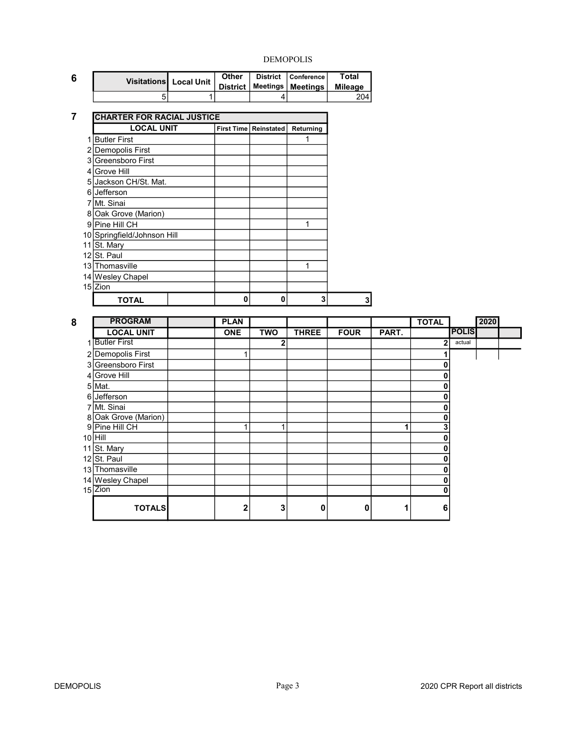DEMOPOLIS

**6**

| Visitations | Local Unit | Other District | District Meetings | Conference Meetings | Total Mileage |
|---|---|---|---|---|---|
| 5 | 1 | | 4 | | 204 |

**7**

| | CHARTER FOR RACIAL JUSTICE | | | | | |
|---|---|---|---|---|---|---|
| | LOCAL UNIT | | First Time | Reinstated | Returning | |
| 1 | Butler First | | | | 1 | |
| 2 | Demopolis First | | | | | |
| 3 | Greensboro First | | | | | |
| 4 | Grove Hill | | | | | |
| 5 | Jackson CH/St. Mat. | | | | | |
| 6 | Jefferson | | | | | |
| 7 | Mt. Sinai | | | | | |
| 8 | Oak Grove (Marion) | | | | | |
| 9 | Pine Hill CH | | | | 1 | |
| 10 | Springfield/Johnson Hill | | | | | |
| 11 | St. Mary | | | | | |
| 12 | St. Paul | | | | | |
| 13 | Thomasville | | | | 1 | |
| 14 | Wesley Chapel | | | | | |
| 15 | Zion | | | | | |
| | TOTAL | | 0 | 0 | 3 | 3 |

**8**

| | PROGRAM | | PLAN | | | | | TOTAL | | 2020 | |
|---|---|---|---|---|---|---|---|---|---|---|---|
| | LOCAL UNIT | | ONE | TWO | THREE | FOUR | PART. | | POLIS | | |
| 1 | Butler First | | | 2 | | | | 2 | actual | | |
| 2 | Demopolis First | | 1 | | | | | 1 | | | |
| 3 | Greensboro First | | | | | | | 0 | | | |
| 4 | Grove Hill | | | | | | | 0 | | | |
| 5 | Mat. | | | | | | | 0 | | | |
| 6 | Jefferson | | | | | | | 0 | | | |
| 7 | Mt. Sinai | | | | | | | 0 | | | |
| 8 | Oak Grove (Marion) | | | | | | | 0 | | | |
| 9 | Pine Hill CH | | 1 | 1 | | | 1 | 3 | | | |
| 10 | Hill | | | | | | | 0 | | | |
| 11 | St. Mary | | | | | | | 0 | | | |
| 12 | St. Paul | | | | | | | 0 | | | |
| 13 | Thomasville | | | | | | | 0 | | | |
| 14 | Wesley Chapel | | | | | | | 0 | | | |
| 15 | Zion | | | | | | | 0 | | | |
| | TOTALS | | 2 | 3 | 0 | 0 | 1 | 6 | | | |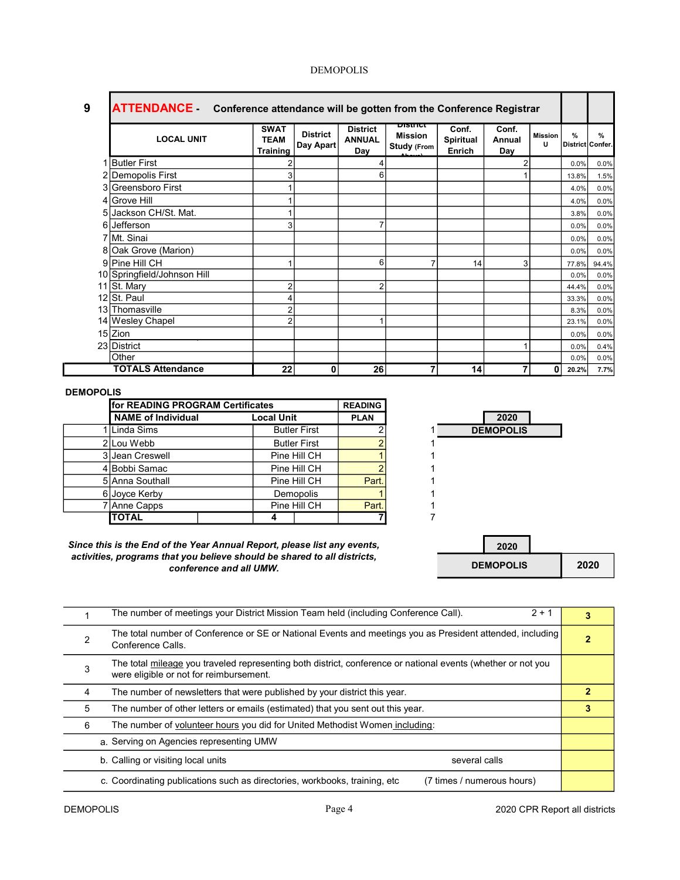DEMOPOLIS

| 9 | ATTENDANCE - Conference attendance will be gotten from the Conference Registrar | | | | | | | | | |
|---|---|---|---|---|---|---|---|---|---|---|
| | LOCAL UNIT | SWAT TEAM Training | District Day Apart | District ANNUAL Day | District Mission Study (From Above) | Conf. Spiritual Enrich | Conf. Annual Day | Mission U | % District | % Confer. |
| 1 | Butler First | 2 | | 4 | | | 2 | | 0.0% | 0.0% |
| 2 | Demopolis First | 3 | | 6 | | | 1 | | 13.8% | 1.5% |
| 3 | Greensboro First | 1 | | | | | | | 4.0% | 0.0% |
| 4 | Grove Hill | 1 | | | | | | | 4.0% | 0.0% |
| 5 | Jackson CH/St. Mat. | 1 | | | | | | | 3.8% | 0.0% |
| 6 | Jefferson | 3 | | 7 | | | | | 0.0% | 0.0% |
| 7 | Mt. Sinai | | | | | | | | 0.0% | 0.0% |
| 8 | Oak Grove (Marion) | | | | | | | | 0.0% | 0.0% |
| 9 | Pine Hill CH | 1 | | 6 | 7 | 14 | 3 | | 77.8% | 94.4% |
| 10 | Springfield/Johnson Hill | | | | | | | | 0.0% | 0.0% |
| 11 | St. Mary | 2 | | 2 | | | | | 44.4% | 0.0% |
| 12 | St. Paul | 4 | | | | | | | 33.3% | 0.0% |
| 13 | Thomasville | 2 | | | | | | | 8.3% | 0.0% |
| 14 | Wesley Chapel | 2 | | 1 | | | | | 23.1% | 0.0% |
| 15 | Zion | | | | | | | | 0.0% | 0.0% |
| 23 | District | | | | | | 1 | | 0.0% | 0.4% |
| | Other | | | | | | | | 0.0% | 0.0% |
| | TOTALS Attendance | 22 | 0 | 26 | 7 | 14 | 7 | 0 | 20.2% | 7.7% |

**DEMOPOLIS**

| | for READING PROGRAM Certificates | | READING | |
|---|---|---|---|---|
| | NAME of Individual | Local Unit | PLAN | |
| 1 | Linda Sims | Butler First | 2 | 1 |
| 2 | Lou Webb | Butler First | 2 | 1 |
| 3 | Jean Creswell | Pine Hill CH | 1 | 1 |
| 4 | Bobbi Samac | Pine Hill CH | 2 | 1 |
| 5 | Anna Southall | Pine Hill CH | Part. | 1 |
| 6 | Joyce Kerby | Demopolis | 1 | 1 |
| 7 | Anne Capps | Pine Hill CH | Part. | 1 |
| | TOTAL | 4 | 7 | 7 |

2020 DEMOPOLIS

*Since this is the End of the Year Annual Report, please list any events, activities, programs that you believe should be shared to all districts, conference and all UMW.*

| | | 2020 DEMOPOLIS |
|---|---|---|
| 1 | The number of meetings your District Mission Team held (including Conference Call). 2 + 1 | 3 |
| 2 | The total number of Conference or SE or National Events and meetings you as President attended, including Conference Calls. | 2 |
| 3 | The total mileage you traveled representing both district, conference or national events (whether or not you were eligible or not for reimbursement. | |
| 4 | The number of newsletters that were published by your district this year. | 2 |
| 5 | The number of other letters or emails (estimated) that you sent out this year. | 3 |
| 6 | The number of volunteer hours you did for United Methodist Women including: | |
| | a. Serving on Agencies representing UMW | |
| | b. Calling or visiting local units — several calls | |
| | c. Coordinating publications such as directories, workbooks, training, etc — (7 times / numerous hours) | |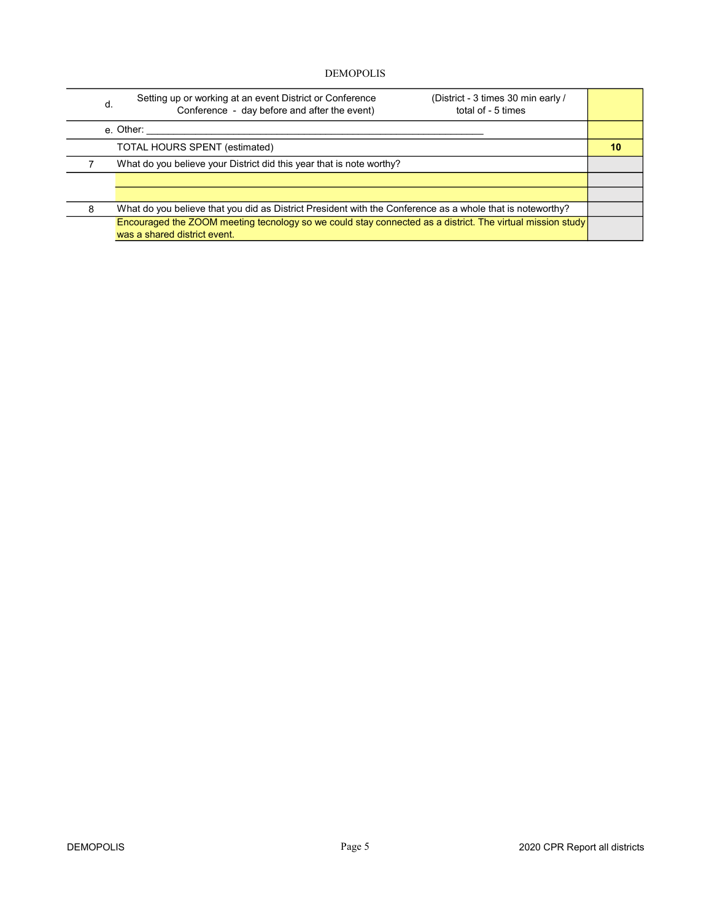| | | |
|---|---|---|
| d. | Setting up or working at an event District or Conference Conference - day before and after the event) (District - 3 times 30 min early / total of - 5 times | |
| | e. Other: ____________________________________________ | |
| | TOTAL HOURS SPENT (estimated) | **10** |
| 7 | What do you believe your District did this year that is note worthy? | |
| | | |
| | | |
| 8 | What do you believe that you did as District President with the Conference as a whole that is noteworthy? | |
| | Encouraged the ZOOM meeting tecnology so we could stay connected as a district. The virtual mission study was a shared district event. | |